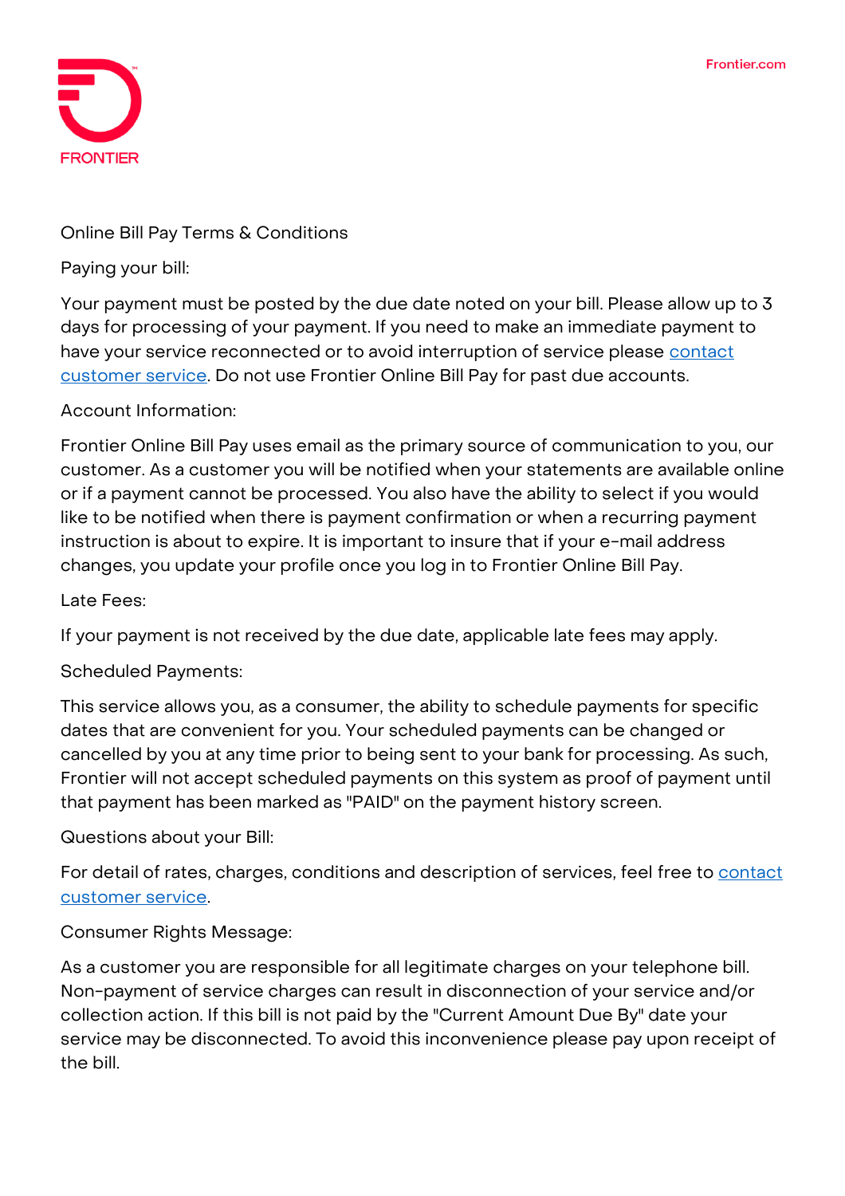FRONTIER

# Online Bill Pay Terms & Conditions

## Paying your bill:

Your payment must be posted by the due date noted on your bill. Please allow up to 3 days for processing of your payment. If you need to make an immediate payment to have your service reconnected or to avoid interruption of service please contact customer service. Do not use Frontier Online Bill Pay for past due accounts.

## Account Information:

Frontier Online Bill Pay uses email as the primary source of communication to you, our customer. As a customer you will be notified when your statements are available online or if a payment cannot be processed. You also have the ability to select if you would like to be notified when there is payment confirmation or when a recurring payment instruction is about to expire. It is important to insure that if your e-mail address changes, you update your profile once you log in to Frontier Online Bill Pay.

## Late Fees:

If your payment is not received by the due date, applicable late fees may apply.

## Scheduled Payments:

This service allows you, as a consumer, the ability to schedule payments for specific dates that are convenient for you. Your scheduled payments can be changed or cancelled by you at any time prior to being sent to your bank for processing. As such, Frontier will not accept scheduled payments on this system as proof of payment until that payment has been marked as "PAID" on the payment history screen.

## Questions about your Bill:

For detail of rates, charges, conditions and description of services, feel free to contact customer service.

## Consumer Rights Message:

As a customer you are responsible for all legitimate charges on your telephone bill. Non-payment of service charges can result in disconnection of your service and/or collection action. If this bill is not paid by the "Current Amount Due By" date your service may be disconnected. To avoid this inconvenience please pay upon receipt of the bill.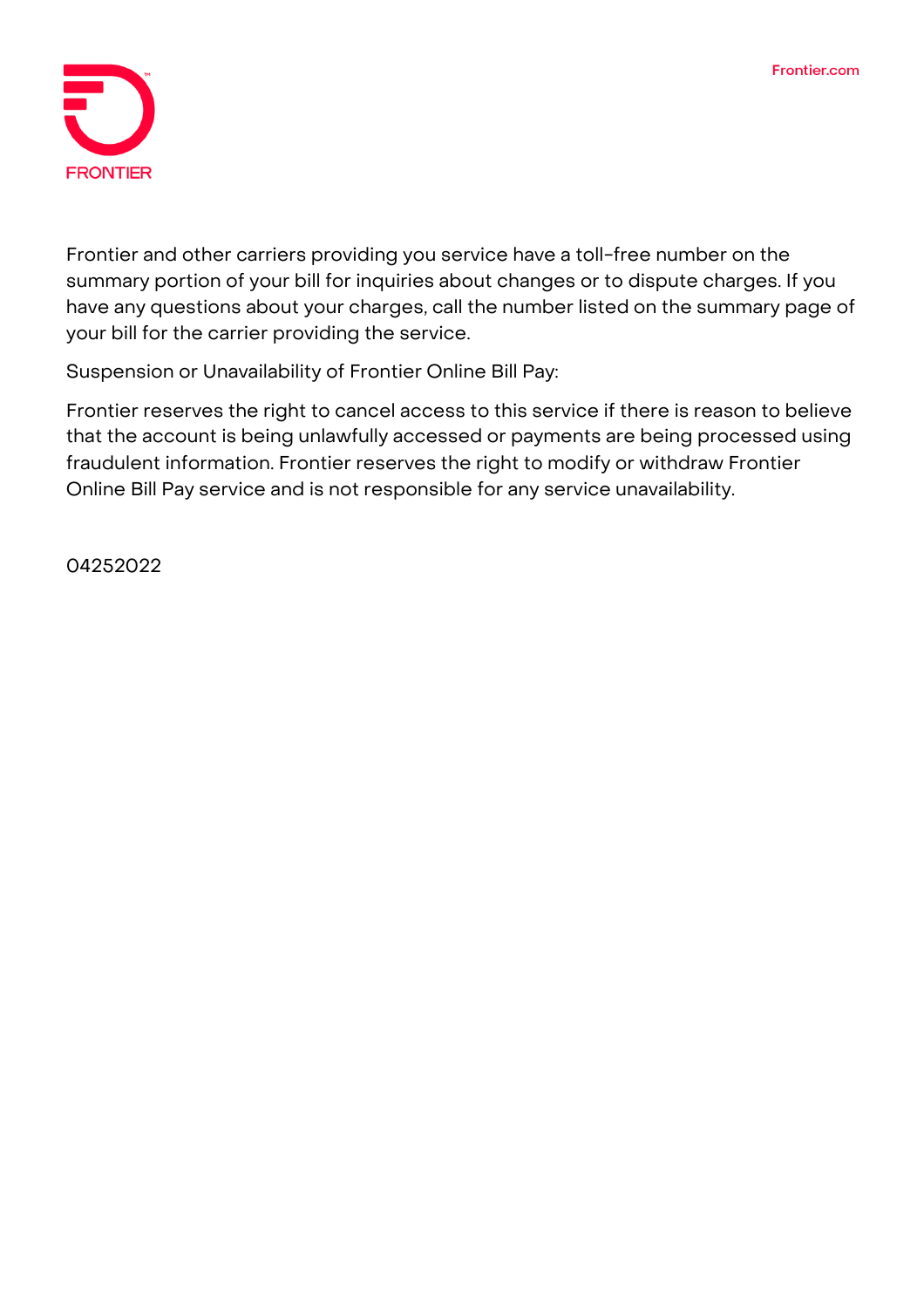Frontier and other carriers providing you service have a toll-free number on the summary portion of your bill for inquiries about changes or to dispute charges. If you have any questions about your charges, call the number listed on the summary page of your bill for the carrier providing the service.

Suspension or Unavailability of Frontier Online Bill Pay:

Frontier reserves the right to cancel access to this service if there is reason to believe that the account is being unlawfully accessed or payments are being processed using fraudulent information. Frontier reserves the right to modify or withdraw Frontier Online Bill Pay service and is not responsible for any service unavailability.

04252022